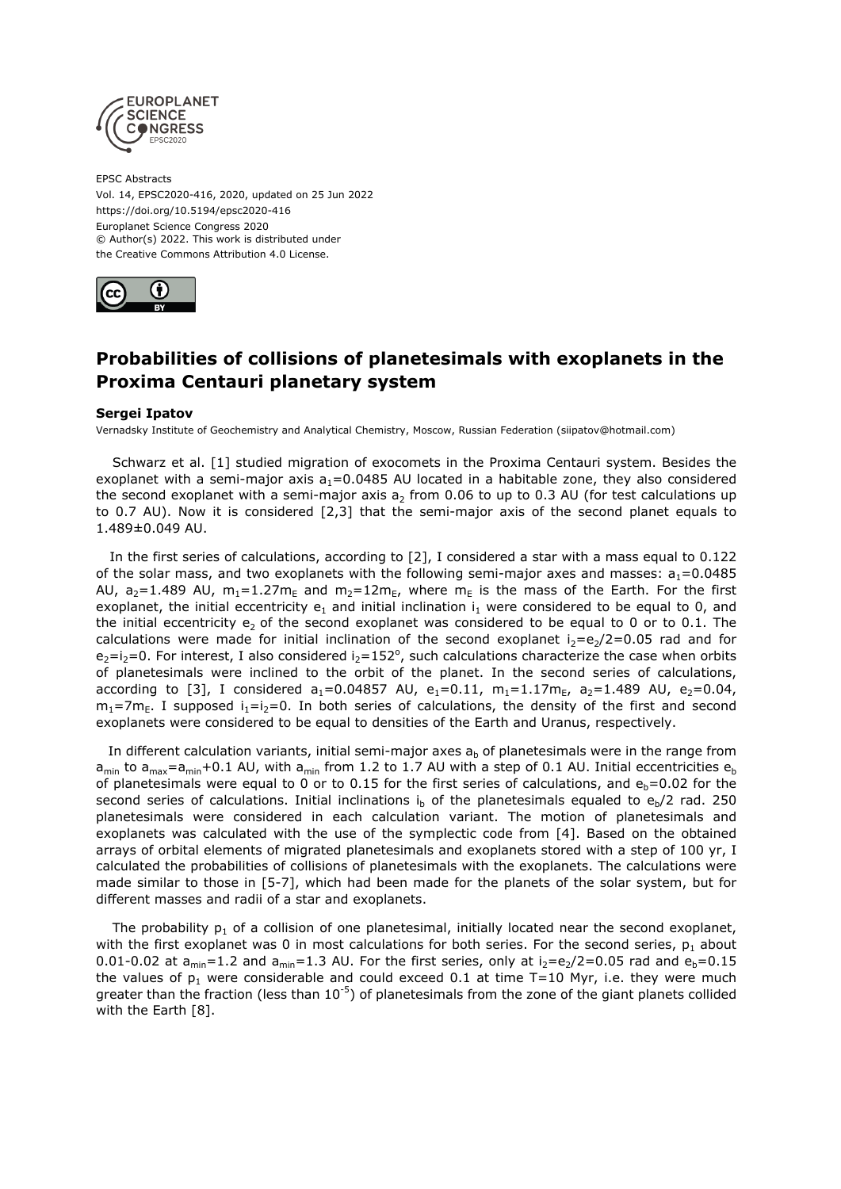EPSC Abstracts
Vol. 14, EPSC2020-416, 2020, updated on 25 Jun 2022
https://doi.org/10.5194/epsc2020-416
Europlanet Science Congress 2020
© Author(s) 2022. This work is distributed under
the Creative Commons Attribution 4.0 License.

# Probabilities of collisions of planetesimals with exoplanets in the Proxima Centauri planetary system

**Sergei Ipatov**

Vernadsky Institute of Geochemistry and Analytical Chemistry, Moscow, Russian Federation (siipatov@hotmail.com)

Schwarz et al. [1] studied migration of exocomets in the Proxima Centauri system. Besides the exoplanet with a semi-major axis $a_1$=0.0485 AU located in a habitable zone, they also considered the second exoplanet with a semi-major axis $a_2$ from 0.06 to up to 0.3 AU (for test calculations up to 0.7 AU). Now it is considered [2,3] that the semi-major axis of the second planet equals to 1.489±0.049 AU.

In the first series of calculations, according to [2], I considered a star with a mass equal to 0.122 of the solar mass, and two exoplanets with the following semi-major axes and masses: $a_1$=0.0485 AU, $a_2$=1.489 AU, $m_1$=1.27$m_E$ and $m_2$=12$m_E$, where $m_E$ is the mass of the Earth. For the first exoplanet, the initial eccentricity $e_1$ and initial inclination $i_1$ were considered to be equal to 0, and the initial eccentricity $e_2$ of the second exoplanet was considered to be equal to 0 or to 0.1. The calculations were made for initial inclination of the second exoplanet $i_2$=$e_2$/2=0.05 rad and for $e_2$=$i_2$=0. For interest, I also considered $i_2$=152°, such calculations characterize the case when orbits of planetesimals were inclined to the orbit of the planet. In the second series of calculations, according to [3], I considered $a_1$=0.04857 AU, $e_1$=0.11, $m_1$=1.17$m_E$, $a_2$=1.489 AU, $e_2$=0.04, $m_1$=7$m_E$. I supposed $i_1$=$i_2$=0. In both series of calculations, the density of the first and second exoplanets were considered to be equal to densities of the Earth and Uranus, respectively.

In different calculation variants, initial semi-major axes $a_b$ of planetesimals were in the range from $a_{min}$ to $a_{max}$=$a_{min}$+0.1 AU, with $a_{min}$ from 1.2 to 1.7 AU with a step of 0.1 AU. Initial eccentricities $e_b$ of planetesimals were equal to 0 or to 0.15 for the first series of calculations, and $e_b$=0.02 for the second series of calculations. Initial inclinations $i_b$ of the planetesimals equaled to $e_b$/2 rad. 250 planetesimals were considered in each calculation variant. The motion of planetesimals and exoplanets was calculated with the use of the symplectic code from [4]. Based on the obtained arrays of orbital elements of migrated planetesimals and exoplanets stored with a step of 100 yr, I calculated the probabilities of collisions of planetesimals with the exoplanets. The calculations were made similar to those in [5-7], which had been made for the planets of the solar system, but for different masses and radii of a star and exoplanets.

The probability $p_1$ of a collision of one planetesimal, initially located near the second exoplanet, with the first exoplanet was 0 in most calculations for both series. For the second series, $p_1$ about 0.01-0.02 at $a_{min}$=1.2 and $a_{min}$=1.3 AU. For the first series, only at $i_2$=$e_2$/2=0.05 rad and $e_b$=0.15 the values of $p_1$ were considerable and could exceed 0.1 at time T=10 Myr, i.e. they were much greater than the fraction (less than $10^{-5}$) of planetesimals from the zone of the giant planets collided with the Earth [8].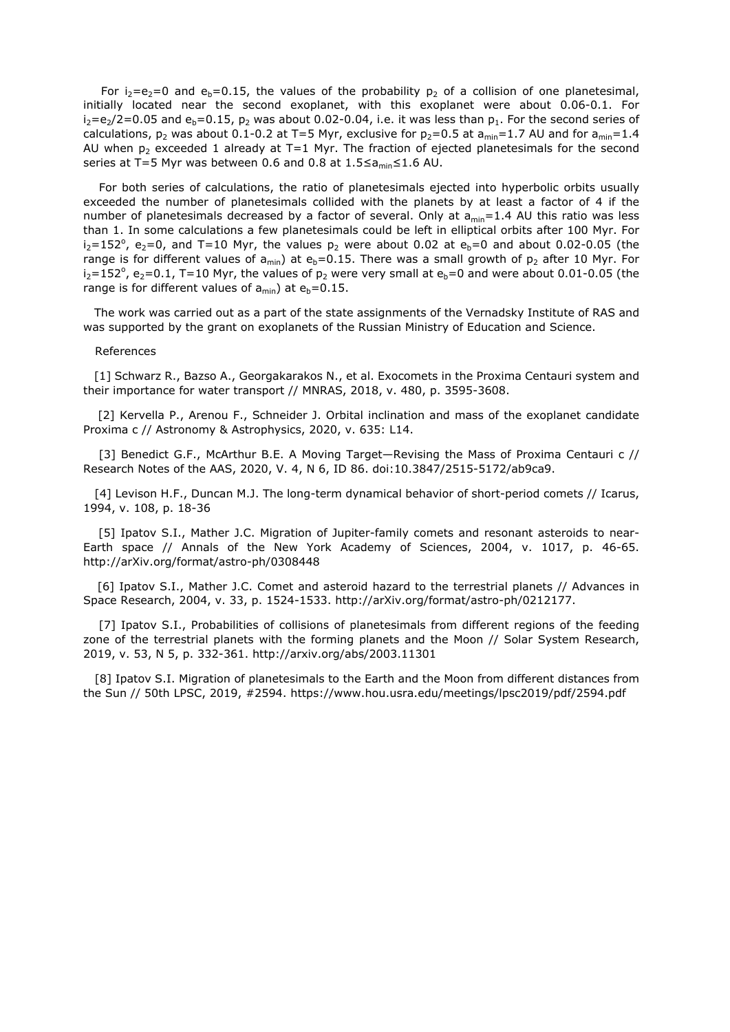For $i_2=e_2=0$ and $e_b=0.15$, the values of the probability $p_2$ of a collision of one planetesimal, initially located near the second exoplanet, with this exoplanet were about 0.06-0.1. For $i_2=e_2/2=0.05$ and $e_b=0.15$, $p_2$ was about 0.02-0.04, i.e. it was less than $p_1$. For the second series of calculations, $p_2$ was about 0.1-0.2 at T=5 Myr, exclusive for $p_2=0.5$ at $a_{min}=1.7$ AU and for $a_{min}=1.4$ AU when $p_2$ exceeded 1 already at T=1 Myr. The fraction of ejected planetesimals for the second series at T=5 Myr was between 0.6 and 0.8 at $1.5\le a_{min}\le 1.6$ AU.

For both series of calculations, the ratio of planetesimals ejected into hyperbolic orbits usually exceeded the number of planetesimals collided with the planets by at least a factor of 4 if the number of planetesimals decreased by a factor of several. Only at $a_{min}=1.4$ AU this ratio was less than 1. In some calculations a few planetesimals could be left in elliptical orbits after 100 Myr. For $i_2=152^o$, $e_2=0$, and T=10 Myr, the values $p_2$ were about 0.02 at $e_b=0$ and about 0.02-0.05 (the range is for different values of $a_{min}$) at $e_b=0.15$. There was a small growth of $p_2$ after 10 Myr. For $i_2=152^o$, $e_2=0.1$, T=10 Myr, the values of $p_2$ were very small at $e_b=0$ and were about 0.01-0.05 (the range is for different values of $a_{min}$) at $e_b=0.15$.

The work was carried out as a part of the state assignments of the Vernadsky Institute of RAS and was supported by the grant on exoplanets of the Russian Ministry of Education and Science.

References

[1] Schwarz R., Bazso A., Georgakarakos N., et al. Exocomets in the Proxima Centauri system and their importance for water transport // MNRAS, 2018, v. 480, p. 3595-3608.

[2] Kervella P., Arenou F., Schneider J. Orbital inclination and mass of the exoplanet candidate Proxima c // Astronomy & Astrophysics, 2020, v. 635: L14.

[3] Benedict G.F., McArthur B.E. A Moving Target—Revising the Mass of Proxima Centauri c // Research Notes of the AAS, 2020, V. 4, N 6, ID 86. doi:10.3847/2515-5172/ab9ca9.

[4] Levison H.F., Duncan M.J. The long-term dynamical behavior of short-period comets // Icarus, 1994, v. 108, p. 18-36

[5] Ipatov S.I., Mather J.C. Migration of Jupiter-family comets and resonant asteroids to near-Earth space // Annals of the New York Academy of Sciences, 2004, v. 1017, p. 46-65. http://arXiv.org/format/astro-ph/0308448

[6] Ipatov S.I., Mather J.C. Comet and asteroid hazard to the terrestrial planets // Advances in Space Research, 2004, v. 33, p. 1524-1533. http://arXiv.org/format/astro-ph/0212177.

[7] Ipatov S.I., Probabilities of collisions of planetesimals from different regions of the feeding zone of the terrestrial planets with the forming planets and the Moon // Solar System Research, 2019, v. 53, N 5, p. 332-361. http://arxiv.org/abs/2003.11301

[8] Ipatov S.I. Migration of planetesimals to the Earth and the Moon from different distances from the Sun // 50th LPSC, 2019, #2594. https://www.hou.usra.edu/meetings/lpsc2019/pdf/2594.pdf